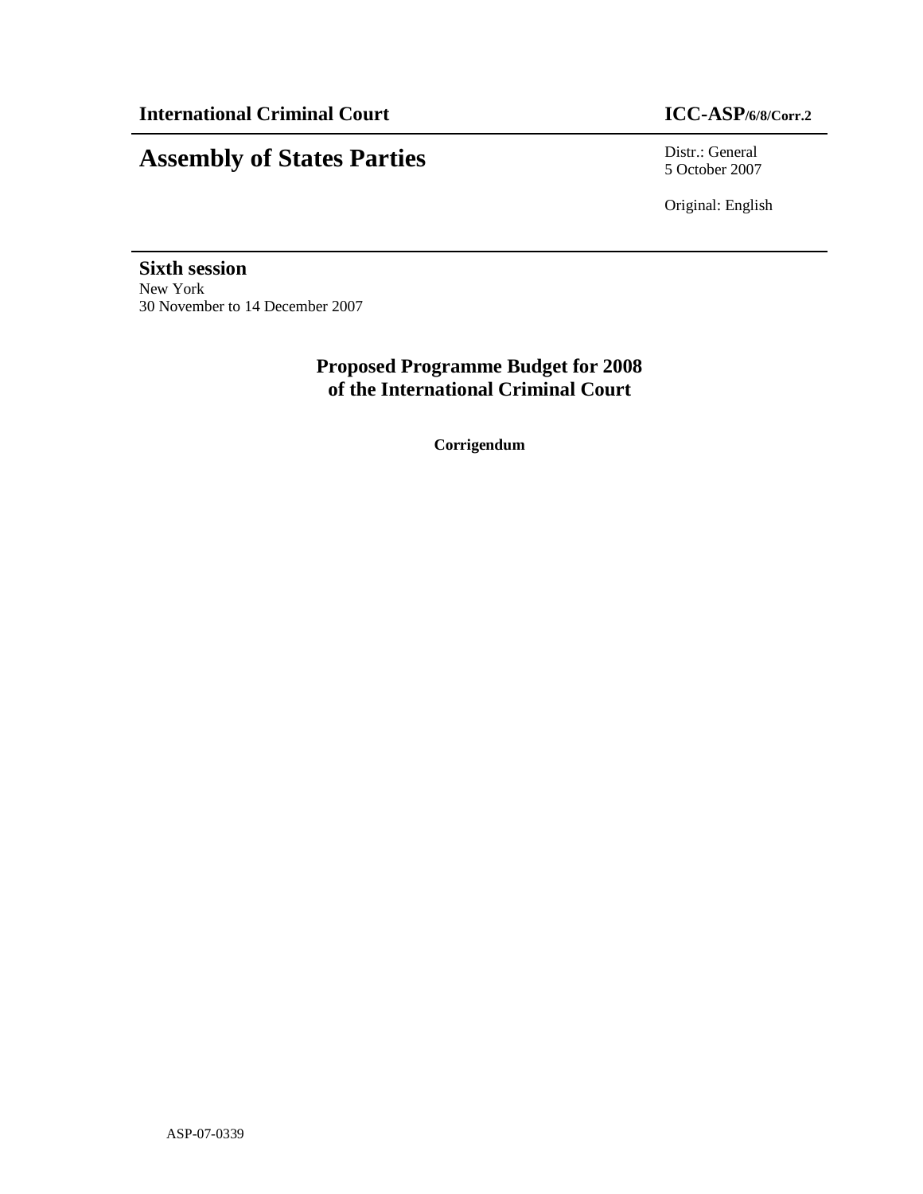**International Criminal Court** **ICC-ASP/6/8/Corr.2**

# Assembly of States Parties

Distr.: General
5 October 2007

Original: English

**Sixth session**
New York
30 November to 14 December 2007

## Proposed Programme Budget for 2008 of the International Criminal Court

**Corrigendum**

ASP-07-0339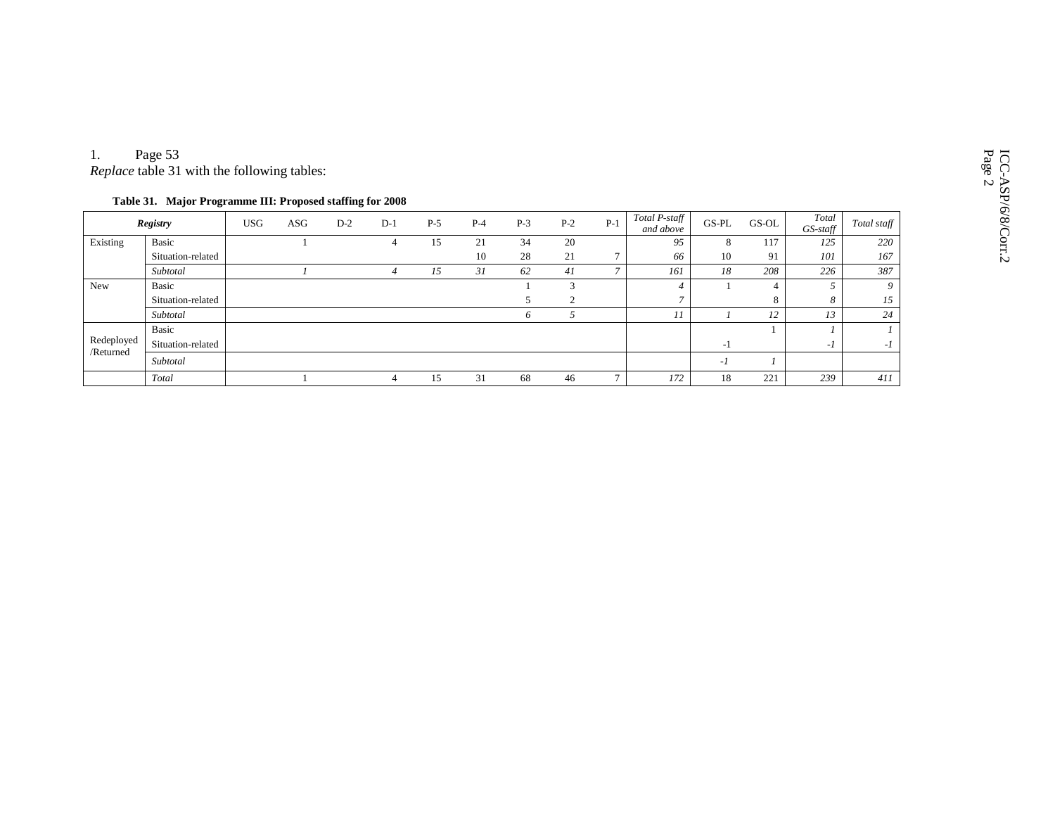1. Page 53

*Replace* table 31 with the following tables:

**Table 31. Major Programme III: Proposed staffing for 2008**

| *Registry* | | USG | ASG | D-2 | D-1 | P-5 | P-4 | P-3 | P-2 | P-1 | *Total P-staff and above* | GS-PL | GS-OL | *Total GS-staff* | *Total staff* |
|---|---|---|---|---|---|---|---|---|---|---|---|---|---|---|---|
| Existing | Basic | | 1 | | 4 | 15 | 21 | 34 | 20 | | *95* | 8 | 117 | *125* | *220* |
| | Situation-related | | | | | | 10 | 28 | 21 | 7 | *66* | 10 | 91 | *101* | *167* |
| | *Subtotal* | | *1* | | *4* | *15* | *31* | *62* | *41* | *7* | *161* | *18* | *208* | *226* | *387* |
| New | Basic | | | | | | | 1 | 3 | | *4* | 1 | 4 | *5* | *9* |
| | Situation-related | | | | | | | 5 | 2 | | *7* | | 8 | *8* | *15* |
| | *Subtotal* | | | | | | | *6* | *5* | | *11* | *1* | *12* | *13* | *24* |
| Redeployed /Returned | Basic | | | | | | | | | | | | 1 | *1* | *1* |
| | Situation-related | | | | | | | | | | | -1 | | *-1* | *-1* |
| | *Subtotal* | | | | | | | | | | | *-1* | *1* | | |
| | *Total* | | 1 | | 4 | 15 | 31 | 68 | 46 | 7 | *172* | 18 | 221 | *239* | *411* |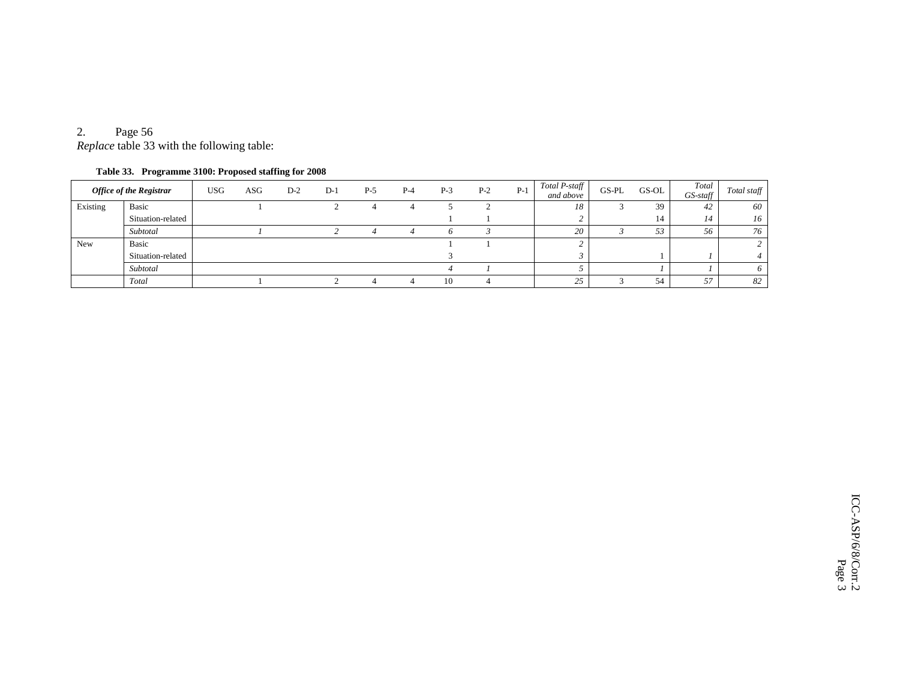2. Page 56

*Replace* table 33 with the following table:

**Table 33. Programme 3100: Proposed staffing for 2008**

| *Office of the Registrar* | | USG | ASG | D-2 | D-1 | P-5 | P-4 | P-3 | P-2 | P-1 | *Total P-staff and above* | GS-PL | GS-OL | *Total GS-staff* | *Total staff* |
|---|---|---|---|---|---|---|---|---|---|---|---|---|---|---|---|
| Existing | Basic | | 1 | | 2 | 4 | 4 | 5 | 2 | | *18* | 3 | 39 | *42* | *60* |
| | Situation-related | | | | | | | 1 | 1 | | *2* | | 14 | *14* | *16* |
| | *Subtotal* | | *1* | | *2* | *4* | *4* | *6* | *3* | | *20* | *3* | *53* | *56* | *76* |
| New | Basic | | | | | | | 1 | 1 | | *2* | | | | *2* |
| | Situation-related | | | | | | | 3 | | | *3* | | 1 | *1* | *4* |
| | *Subtotal* | | | | | | | *4* | *1* | | *5* | | *1* | *1* | *6* |
| | *Total* | | 1 | | 2 | 4 | 4 | 10 | 4 | | *25* | 3 | 54 | *57* | *82* |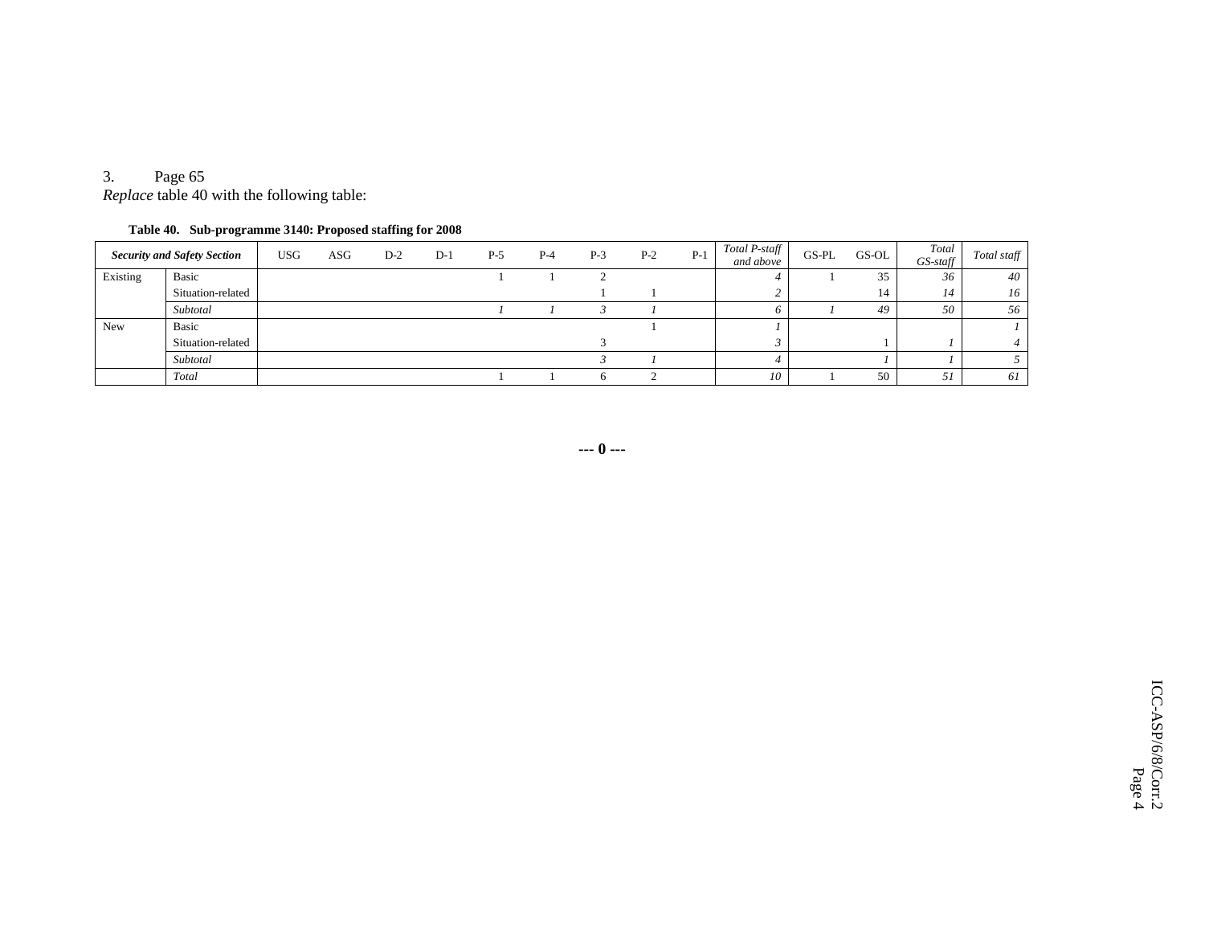3. Page 65

*Replace* table 40 with the following table:

**Table 40. Sub-programme 3140: Proposed staffing for 2008**

| *Security and Safety Section* | | USG | ASG | D-2 | D-1 | P-5 | P-4 | P-3 | P-2 | P-1 | *Total P-staff and above* | GS-PL | GS-OL | *Total GS-staff* | *Total staff* |
|---|---|---|---|---|---|---|---|---|---|---|---|---|---|---|---|
| Existing | Basic | | | | | 1 | 1 | 2 | | | *4* | 1 | 35 | *36* | *40* |
| | Situation-related | | | | | | | 1 | 1 | | *2* | | 14 | *14* | *16* |
| | *Subtotal* | | | | | *1* | *1* | *3* | *1* | | *6* | *1* | *49* | *50* | *56* |
| New | Basic | | | | | | | | 1 | | *1* | | | | *1* |
| | Situation-related | | | | | | | 3 | | | *3* | | 1 | *1* | *4* |
| | *Subtotal* | | | | | | | *3* | *1* | | *4* | | *1* | *1* | *5* |
| | *Total* | | | | | 1 | 1 | 6 | 2 | | *10* | 1 | 50 | *51* | *61* |

--- 0 ---